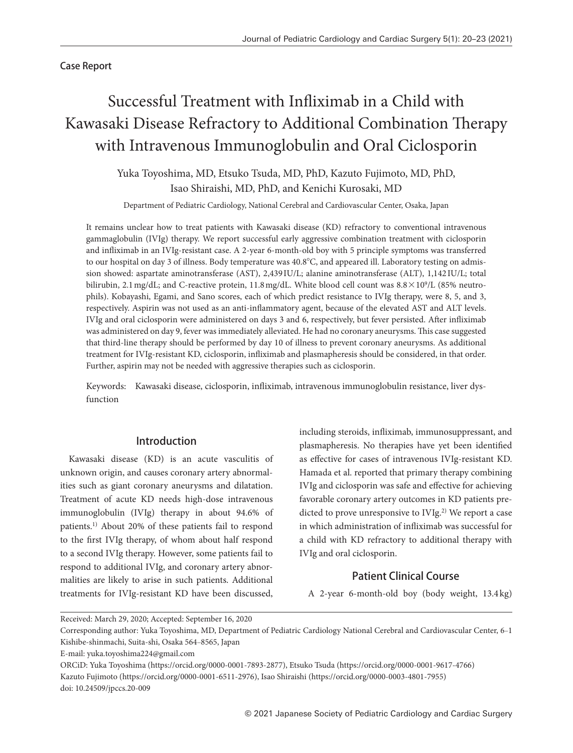Case Report

# Successful Treatment with Infliximab in a Child with Kawasaki Disease Refractory to Additional Combination Therapy with Intravenous Immunoglobulin and Oral Ciclosporin

Yuka Toyoshima, MD, Etsuko Tsuda, MD, PhD, Kazuto Fujimoto, MD, PhD, Isao Shiraishi, MD, PhD, and Kenichi Kurosaki, MD

Department of Pediatric Cardiology, National Cerebral and Cardiovascular Center, Osaka, Japan

It remains unclear how to treat patients with Kawasaki disease (KD) refractory to conventional intravenous gammaglobulin (IVIg) therapy. We report successful early aggressive combination treatment with ciclosporin and infliximab in an IVIg-resistant case. A 2-year 6-month-old boy with 5 principle symptoms was transferred to our hospital on day 3 of illness. Body temperature was 40.8°C, and appeared ill. Laboratory testing on admission showed: aspartate aminotransferase (AST), 2,439 IU/L; alanine aminotransferase (ALT), 1,142 IU/L; total bilirubin, 2.1 mg/dL; and C-reactive protein, 11.8 mg/dL. White blood cell count was $8.8 \times 10^9$/L (85% neutrophils). Kobayashi, Egami, and Sano scores, each of which predict resistance to IVIg therapy, were 8, 5, and 3, respectively. Aspirin was not used as an anti-inflammatory agent, because of the elevated AST and ALT levels. IVIg and oral ciclosporin were administered on days 3 and 6, respectively, but fever persisted. After infliximab was administered on day 9, fever was immediately alleviated. He had no coronary aneurysms. This case suggested that third-line therapy should be performed by day 10 of illness to prevent coronary aneurysms. As additional treatment for IVIg-resistant KD, ciclosporin, infliximab and plasmapheresis should be considered, in that order. Further, aspirin may not be needed with aggressive therapies such as ciclosporin.

Keywords: Kawasaki disease, ciclosporin, infliximab, intravenous immunoglobulin resistance, liver dysfunction

## Introduction

Kawasaki disease (KD) is an acute vasculitis of unknown origin, and causes coronary artery abnormalities such as giant coronary aneurysms and dilatation. Treatment of acute KD needs high-dose intravenous immunoglobulin (IVIg) therapy in about 94.6% of patients.[1] About 20% of these patients fail to respond to the first IVIg therapy, of whom about half respond to a second IVIg therapy. However, some patients fail to respond to additional IVIg, and coronary artery abnormalities are likely to arise in such patients. Additional treatments for IVIg-resistant KD have been discussed, including steroids, infliximab, immunosuppressant, and plasmapheresis. No therapies have yet been identified as effective for cases of intravenous IVIg-resistant KD. Hamada et al. reported that primary therapy combining IVIg and ciclosporin was safe and effective for achieving favorable coronary artery outcomes in KD patients predicted to prove unresponsive to IVIg.[2] We report a case in which administration of infliximab was successful for a child with KD refractory to additional therapy with IVIg and oral ciclosporin.

## Patient Clinical Course

A 2-year 6-month-old boy (body weight, 13.4 kg)

Received: March 29, 2020; Accepted: September 16, 2020

Corresponding author: Yuka Toyoshima, MD, Department of Pediatric Cardiology National Cerebral and Cardiovascular Center, 6–1 Kishibe-shinmachi, Suita-shi, Osaka 564–8565, Japan

E-mail: yuka.toyoshima224@gmail.com

ORCiD: Yuka Toyoshima (https://orcid.org/0000-0001-7893-2877), Etsuko Tsuda (https://orcid.org/0000-0001-9617-4766) Kazuto Fujimoto (https://orcid.org/0000-0001-6511-2976), Isao Shiraishi (https://orcid.org/0000-0003-4801-7955)

doi: 10.24509/jpccs.20-009

© 2021 Japanese Society of Pediatric Cardiology and Cardiac Surgery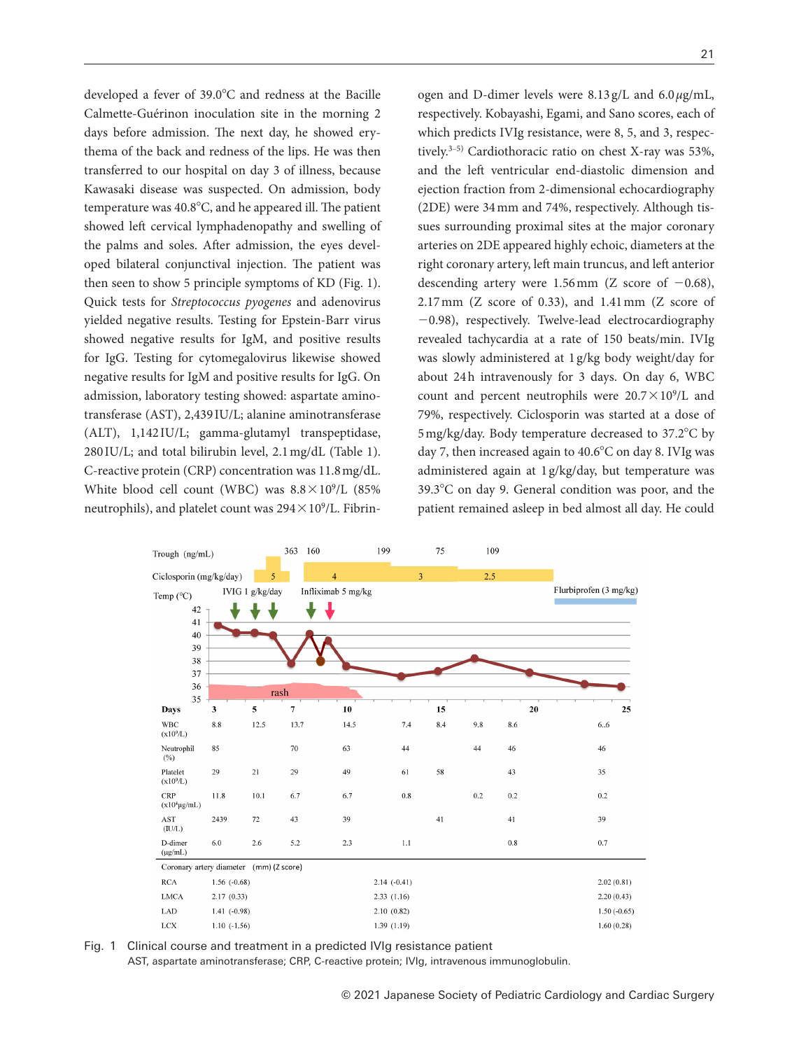developed a fever of 39.0°C and redness at the Bacille Calmette-Guérinon inoculation site in the morning 2 days before admission. The next day, he showed erythema of the back and redness of the lips. He was then transferred to our hospital on day 3 of illness, because Kawasaki disease was suspected. On admission, body temperature was 40.8°C, and he appeared ill. The patient showed left cervical lymphadenopathy and swelling of the palms and soles. After admission, the eyes developed bilateral conjunctival injection. The patient was then seen to show 5 principle symptoms of KD (Fig. 1). Quick tests for *Streptococcus pyogenes* and adenovirus yielded negative results. Testing for Epstein-Barr virus showed negative results for IgM, and positive results for IgG. Testing for cytomegalovirus likewise showed negative results for IgM and positive results for IgG. On admission, laboratory testing showed: aspartate aminotransferase (AST), 2,439 IU/L; alanine aminotransferase (ALT), 1,142 IU/L; gamma-glutamyl transpeptidase, 280 IU/L; and total bilirubin level, 2.1 mg/dL (Table 1). C-reactive protein (CRP) concentration was 11.8 mg/dL. White blood cell count (WBC) was $8.8 \times 10^9$/L (85% neutrophils), and platelet count was $294 \times 10^9$/L. Fibrinogen and D-dimer levels were 8.13 g/L and 6.0 μg/mL, respectively. Kobayashi, Egami, and Sano scores, each of which predicts IVIg resistance, were 8, 5, and 3, respectively.[3–5] Cardiothoracic ratio on chest X-ray was 53%, and the left ventricular end-diastolic dimension and ejection fraction from 2-dimensional echocardiography (2DE) were 34 mm and 74%, respectively. Although tissues surrounding proximal sites at the major coronary arteries on 2DE appeared highly echoic, diameters at the right coronary artery, left main truncus, and left anterior descending artery were 1.56 mm (Z score of −0.68), 2.17 mm (Z score of 0.33), and 1.41 mm (Z score of −0.98), respectively. Twelve-lead electrocardiography revealed tachycardia at a rate of 150 beats/min. IVIg was slowly administered at 1 g/kg body weight/day for about 24 h intravenously for 3 days. On day 6, WBC count and percent neutrophils were $20.7 \times 10^9$/L and 79%, respectively. Ciclosporin was started at a dose of 5 mg/kg/day. Body temperature decreased to 37.2°C by day 7, then increased again to 40.6°C on day 8. IVIg was administered again at 1 g/kg/day, but temperature was 39.3°C on day 9. General condition was poor, and the patient remained asleep in bed almost all day. He could

| Days | 3 | 5 | 7 | 10 | | 15 | | | |
|---|---|---|---|---|---|---|---|---|---|
| WBC ($\times 10^9$/L) | 8.8 | 12.5 | 13.7 | 14.5 | 7.4 | 8.4 | 9.8 | 8.6 | 6..6 |
| Neutrophil (%) | 85 | | 70 | 63 | 44 | | 44 | 46 | 46 |
| Platelet ($\times 10^9$/L) | 29 | 21 | 29 | 49 | 61 | 58 | | 43 | 35 |
| CRP ($\times 10^4$ μg/mL) | 11.8 | 10.1 | 6.7 | 6.7 | 0.8 | | 0.2 | 0.2 | 0.2 |
| AST (IU/L) | 2439 | 72 | 43 | 39 | | 41 | | 41 | 39 |
| D-dimer (μg/mL) | 6.0 | 2.6 | 5.2 | 2.3 | 1.1 | | | 0.8 | 0.7 |

| Coronary artery diameter (mm) (Z score) | | | |
|---|---|---|---|
| RCA | 1.56 (-0.68) | 2.14 (-0.41) | 2.02 (0.81) |
| LMCA | 2.17 (0.33) | 2.33 (1.16) | 2.20 (0.43) |
| LAD | 1.41 (-0.98) | 2.10 (0.82) | 1.50 (-0.65) |
| LCX | 1.10 (-1.56) | 1.39 (1.19) | 1.60 (0.28) |

Fig. 1 Clinical course and treatment in a predicted IVIg resistance patient
AST, aspartate aminotransferase; CRP, C-reactive protein; IVIg, intravenous immunoglobulin.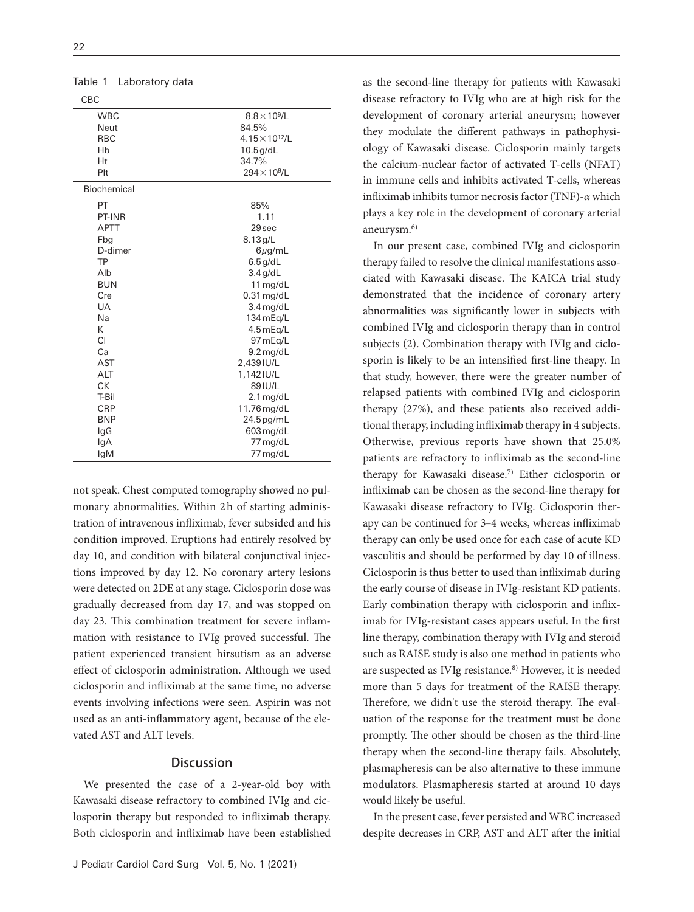Table 1 Laboratory data

| | |
|---|---|
| **CBC** | |
| WBC | $8.8\times10^9$/L |
| Neut | 84.5% |
| RBC | $4.15\times10^{12}$/L |
| Hb | 10.5 g/dL |
| Ht | 34.7% |
| Plt | $294\times10^9$/L |
| **Biochemical** | |
| PT | 85% |
| PT-INR | 1.11 |
| APTT | 29 sec |
| Fbg | 8.13 g/L |
| D-dimer | 6 μg/mL |
| TP | 6.5 g/dL |
| Alb | 3.4 g/dL |
| BUN | 11 mg/dL |
| Cre | 0.31 mg/dL |
| UA | 3.4 mg/dL |
| Na | 134 mEq/L |
| K | 4.5 mEq/L |
| Cl | 97 mEq/L |
| Ca | 9.2 mg/dL |
| AST | 2,439 IU/L |
| ALT | 1,142 IU/L |
| CK | 89 IU/L |
| T-Bil | 2.1 mg/dL |
| CRP | 11.76 mg/dL |
| BNP | 24.5 pg/mL |
| IgG | 603 mg/dL |
| IgA | 77 mg/dL |
| IgM | 77 mg/dL |

not speak. Chest computed tomography showed no pulmonary abnormalities. Within 2 h of starting administration of intravenous infliximab, fever subsided and his condition improved. Eruptions had entirely resolved by day 10, and condition with bilateral conjunctival injections improved by day 12. No coronary artery lesions were detected on 2DE at any stage. Ciclosporin dose was gradually decreased from day 17, and was stopped on day 23. This combination treatment for severe inflammation with resistance to IVIg proved successful. The patient experienced transient hirsutism as an adverse effect of ciclosporin administration. Although we used ciclosporin and infliximab at the same time, no adverse events involving infections were seen. Aspirin was not used as an anti-inflammatory agent, because of the elevated AST and ALT levels.

## Discussion

We presented the case of a 2-year-old boy with Kawasaki disease refractory to combined IVIg and ciclosporin therapy but responded to infliximab therapy. Both ciclosporin and infliximab have been established as the second-line therapy for patients with Kawasaki disease refractory to IVIg who are at high risk for the development of coronary arterial aneurysm; however they modulate the different pathways in pathophysiology of Kawasaki disease. Ciclosporin mainly targets the calcium-nuclear factor of activated T-cells (NFAT) in immune cells and inhibits activated T-cells, whereas infliximab inhibits tumor necrosis factor (TNF)-$\alpha$ which plays a key role in the development of coronary arterial aneurysm.[6)]

In our present case, combined IVIg and ciclosporin therapy failed to resolve the clinical manifestations associated with Kawasaki disease. The KAICA trial study demonstrated that the incidence of coronary artery abnormalities was significantly lower in subjects with combined IVIg and ciclosporin therapy than in control subjects (2). Combination therapy with IVIg and ciclosporin is likely to be an intensified first-line theapy. In that study, however, there were the greater number of relapsed patients with combined IVIg and ciclosporin therapy (27%), and these patients also received additional therapy, including infliximab therapy in 4 subjects. Otherwise, previous reports have shown that 25.0% patients are refractory to infliximab as the second-line therapy for Kawasaki disease.[7)] Either ciclosporin or infliximab can be chosen as the second-line therapy for Kawasaki disease refractory to IVIg. Ciclosporin therapy can be continued for 3–4 weeks, whereas infliximab therapy can only be used once for each case of acute KD vasculitis and should be performed by day 10 of illness. Ciclosporin is thus better to used than infliximab during the early course of disease in IVIg-resistant KD patients. Early combination therapy with ciclosporin and infliximab for IVIg-resistant cases appears useful. In the first line therapy, combination therapy with IVIg and steroid such as RAISE study is also one method in patients who are suspected as IVIg resistance.[8)] However, it is needed more than 5 days for treatment of the RAISE therapy. Therefore, we didn't use the steroid therapy. The evaluation of the response for the treatment must be done promptly. The other should be chosen as the third-line therapy when the second-line therapy fails. Absolutely, plasmapheresis can be also alternative to these immune modulators. Plasmapheresis started at around 10 days would likely be useful.

In the present case, fever persisted and WBC increased despite decreases in CRP, AST and ALT after the initial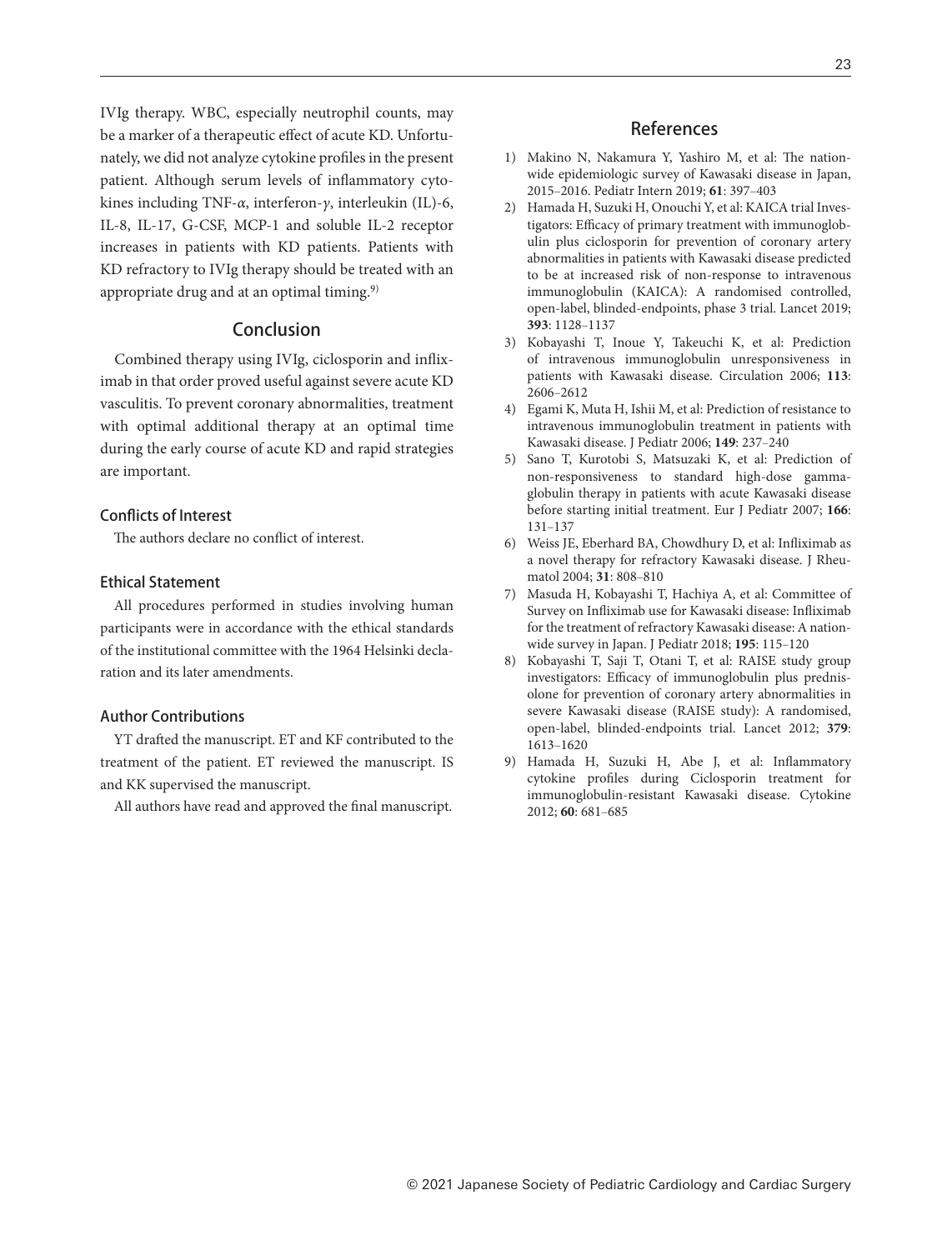IVIg therapy. WBC, especially neutrophil counts, may be a marker of a therapeutic effect of acute KD. Unfortunately, we did not analyze cytokine profiles in the present patient. Although serum levels of inflammatory cytokines including TNF-$\alpha$, interferon-$\gamma$, interleukin (IL)-6, IL-8, IL-17, G-CSF, MCP-1 and soluble IL-2 receptor increases in patients with KD patients. Patients with KD refractory to IVIg therapy should be treated with an appropriate drug and at an optimal timing.[9]

## Conclusion

Combined therapy using IVIg, ciclosporin and infliximab in that order proved useful against severe acute KD vasculitis. To prevent coronary abnormalities, treatment with optimal additional therapy at an optimal time during the early course of acute KD and rapid strategies are important.

### Conflicts of Interest

The authors declare no conflict of interest.

### Ethical Statement

All procedures performed in studies involving human participants were in accordance with the ethical standards of the institutional committee with the 1964 Helsinki declaration and its later amendments.

### Author Contributions

YT drafted the manuscript. ET and KF contributed to the treatment of the patient. ET reviewed the manuscript. IS and KK supervised the manuscript.

All authors have read and approved the final manuscript.

## References

1) Makino N, Nakamura Y, Yashiro M, et al: The nationwide epidemiologic survey of Kawasaki disease in Japan, 2015–2016. Pediatr Intern 2019; **61**: 397–403
2) Hamada H, Suzuki H, Onouchi Y, et al: KAICA trial Investigators: Efficacy of primary treatment with immunoglobulin plus ciclosporin for prevention of coronary artery abnormalities in patients with Kawasaki disease predicted to be at increased risk of non-response to intravenous immunoglobulin (KAICA): A randomised controlled, open-label, blinded-endpoints, phase 3 trial. Lancet 2019; **393**: 1128–1137
3) Kobayashi T, Inoue Y, Takeuchi K, et al: Prediction of intravenous immunoglobulin unresponsiveness in patients with Kawasaki disease. Circulation 2006; **113**: 2606–2612
4) Egami K, Muta H, Ishii M, et al: Prediction of resistance to intravenous immunoglobulin treatment in patients with Kawasaki disease. J Pediatr 2006; **149**: 237–240
5) Sano T, Kurotobi S, Matsuzaki K, et al: Prediction of non-responsiveness to standard high-dose gamma-globulin therapy in patients with acute Kawasaki disease before starting initial treatment. Eur J Pediatr 2007; **166**: 131–137
6) Weiss JE, Eberhard BA, Chowdhury D, et al: Infliximab as a novel therapy for refractory Kawasaki disease. J Rheumatol 2004; **31**: 808–810
7) Masuda H, Kobayashi T, Hachiya A, et al: Committee of Survey on Infliximab use for Kawasaki disease: Infliximab for the treatment of refractory Kawasaki disease: A nationwide survey in Japan. J Pediatr 2018; **195**: 115–120
8) Kobayashi T, Saji T, Otani T, et al: RAISE study group investigators: Efficacy of immunoglobulin plus prednisolone for prevention of coronary artery abnormalities in severe Kawasaki disease (RAISE study): A randomised, open-label, blinded-endpoints trial. Lancet 2012; **379**: 1613–1620
9) Hamada H, Suzuki H, Abe J, et al: Inflammatory cytokine profiles during Ciclosporin treatment for immunoglobulin-resistant Kawasaki disease. Cytokine 2012; **60**: 681–685